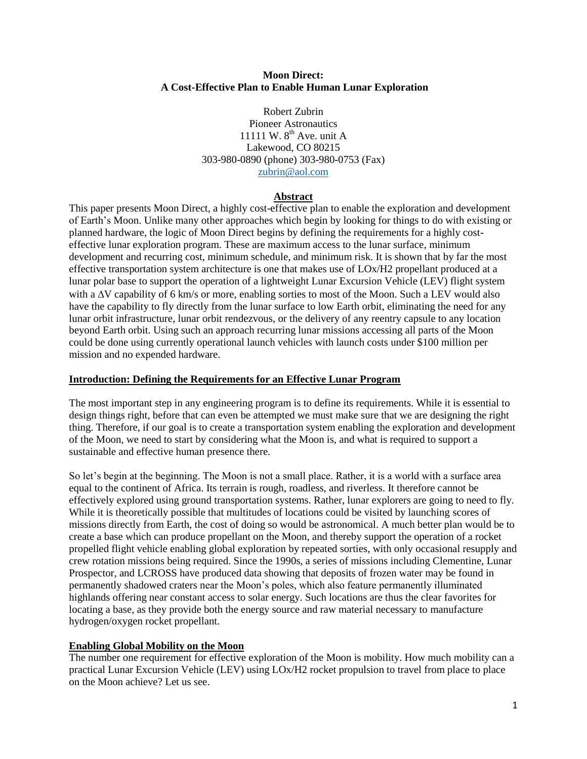# Moon Direct: A Cost-Effective Plan to Enable Human Lunar Exploration

Robert Zubrin
Pioneer Astronautics
11111 W. 8$^{th}$ Ave. unit A
Lakewood, CO 80215
303-980-0890 (phone) 303-980-0753 (Fax)
zubrin@aol.com

## Abstract

This paper presents Moon Direct, a highly cost-effective plan to enable the exploration and development of Earth's Moon. Unlike many other approaches which begin by looking for things to do with existing or planned hardware, the logic of Moon Direct begins by defining the requirements for a highly cost-effective lunar exploration program. These are maximum access to the lunar surface, minimum development and recurring cost, minimum schedule, and minimum risk. It is shown that by far the most effective transportation system architecture is one that makes use of LOx/H2 propellant produced at a lunar polar base to support the operation of a lightweight Lunar Excursion Vehicle (LEV) flight system with a $\Delta V$ capability of 6 km/s or more, enabling sorties to most of the Moon. Such a LEV would also have the capability to fly directly from the lunar surface to low Earth orbit, eliminating the need for any lunar orbit infrastructure, lunar orbit rendezvous, or the delivery of any reentry capsule to any location beyond Earth orbit. Using such an approach recurring lunar missions accessing all parts of the Moon could be done using currently operational launch vehicles with launch costs under \$100 million per mission and no expended hardware.

## Introduction: Defining the Requirements for an Effective Lunar Program

The most important step in any engineering program is to define its requirements. While it is essential to design things right, before that can even be attempted we must make sure that we are designing the right thing. Therefore, if our goal is to create a transportation system enabling the exploration and development of the Moon, we need to start by considering what the Moon is, and what is required to support a sustainable and effective human presence there.

So let's begin at the beginning. The Moon is not a small place. Rather, it is a world with a surface area equal to the continent of Africa. Its terrain is rough, roadless, and riverless. It therefore cannot be effectively explored using ground transportation systems. Rather, lunar explorers are going to need to fly. While it is theoretically possible that multitudes of locations could be visited by launching scores of missions directly from Earth, the cost of doing so would be astronomical. A much better plan would be to create a base which can produce propellant on the Moon, and thereby support the operation of a rocket propelled flight vehicle enabling global exploration by repeated sorties, with only occasional resupply and crew rotation missions being required. Since the 1990s, a series of missions including Clementine, Lunar Prospector, and LCROSS have produced data showing that deposits of frozen water may be found in permanently shadowed craters near the Moon's poles, which also feature permanently illuminated highlands offering near constant access to solar energy. Such locations are thus the clear favorites for locating a base, as they provide both the energy source and raw material necessary to manufacture hydrogen/oxygen rocket propellant.

## Enabling Global Mobility on the Moon

The number one requirement for effective exploration of the Moon is mobility. How much mobility can a practical Lunar Excursion Vehicle (LEV) using LOx/H2 rocket propulsion to travel from place to place on the Moon achieve? Let us see.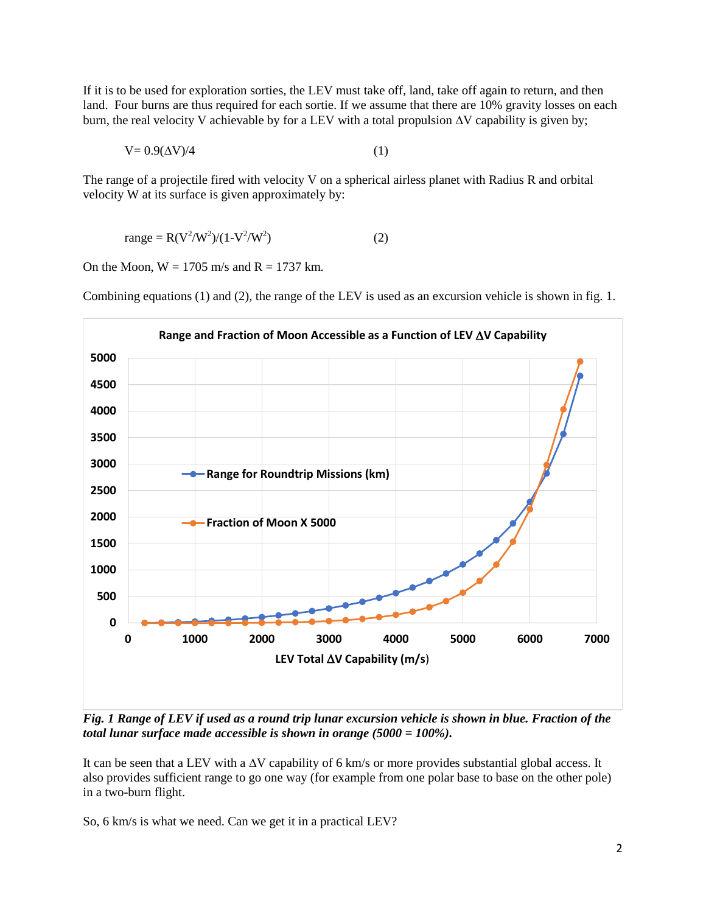If it is to be used for exploration sorties, the LEV must take off, land, take off again to return, and then land. Four burns are thus required for each sortie. If we assume that there are 10% gravity losses on each burn, the real velocity V achievable by for a LEV with a total propulsion ΔV capability is given by;

$$V = 0.9(\Delta V)/4 \qquad (1)$$

The range of a projectile fired with velocity V on a spherical airless planet with Radius R and orbital velocity W at its surface is given approximately by:

$$\text{range} = R(V^2/W^2)/(1-V^2/W^2) \qquad (2)$$

On the Moon, W = 1705 m/s and R = 1737 km.

Combining equations (1) and (2), the range of the LEV is used as an excursion vehicle is shown in fig. 1.

***Fig. 1 Range of LEV if used as a round trip lunar excursion vehicle is shown in blue. Fraction of the total lunar surface made accessible is shown in orange (5000 = 100%).***

It can be seen that a LEV with a ΔV capability of 6 km/s or more provides substantial global access. It also provides sufficient range to go one way (for example from one polar base to base on the other pole) in a two-burn flight.

So, 6 km/s is what we need. Can we get it in a practical LEV?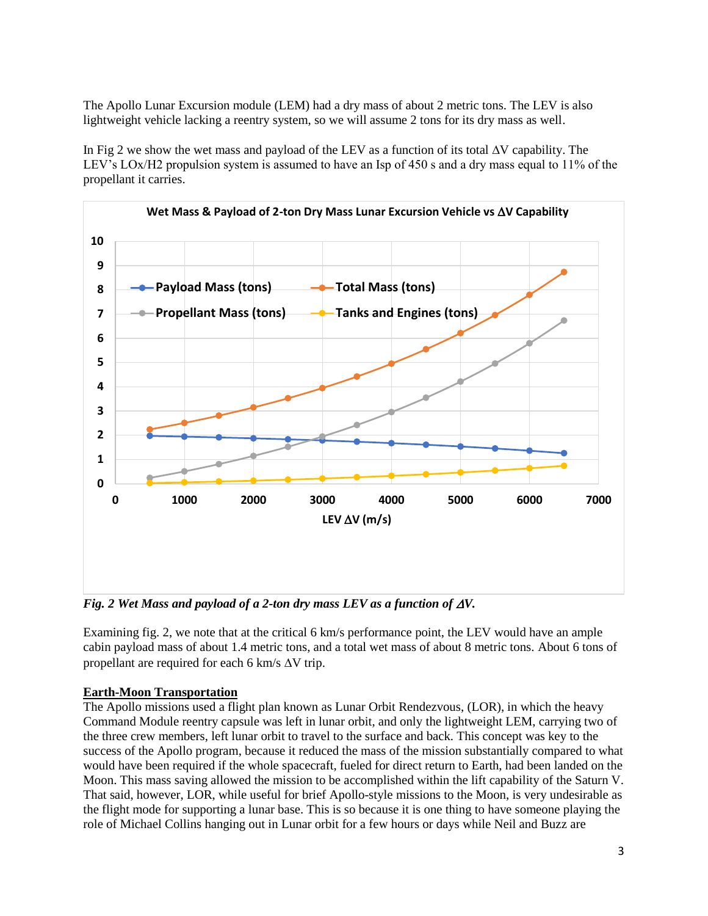The Apollo Lunar Excursion module (LEM) had a dry mass of about 2 metric tons. The LEV is also lightweight vehicle lacking a reentry system, so we will assume 2 tons for its dry mass as well.

In Fig 2 we show the wet mass and payload of the LEV as a function of its total ΔV capability. The LEV's LOx/H2 propulsion system is assumed to have an Isp of 450 s and a dry mass equal to 11% of the propellant it carries.

*Fig. 2 Wet Mass and payload of a 2-ton dry mass LEV as a function of ΔV.*

Examining fig. 2, we note that at the critical 6 km/s performance point, the LEV would have an ample cabin payload mass of about 1.4 metric tons, and a total wet mass of about 8 metric tons. About 6 tons of propellant are required for each 6 km/s ΔV trip.

**Earth-Moon Transportation**

The Apollo missions used a flight plan known as Lunar Orbit Rendezvous, (LOR), in which the heavy Command Module reentry capsule was left in lunar orbit, and only the lightweight LEM, carrying two of the three crew members, left lunar orbit to travel to the surface and back. This concept was key to the success of the Apollo program, because it reduced the mass of the mission substantially compared to what would have been required if the whole spacecraft, fueled for direct return to Earth, had been landed on the Moon. This mass saving allowed the mission to be accomplished within the lift capability of the Saturn V. That said, however, LOR, while useful for brief Apollo-style missions to the Moon, is very undesirable as the flight mode for supporting a lunar base. This is so because it is one thing to have someone playing the role of Michael Collins hanging out in Lunar orbit for a few hours or days while Neil and Buzz are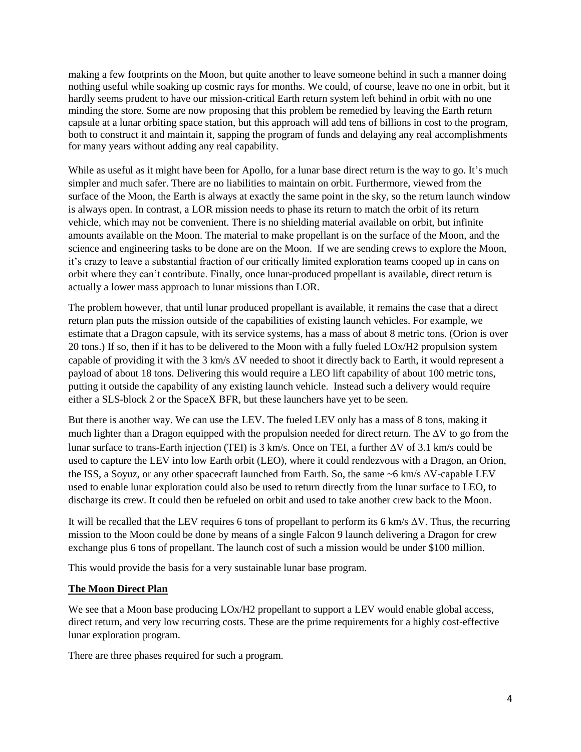making a few footprints on the Moon, but quite another to leave someone behind in such a manner doing nothing useful while soaking up cosmic rays for months. We could, of course, leave no one in orbit, but it hardly seems prudent to have our mission-critical Earth return system left behind in orbit with no one minding the store. Some are now proposing that this problem be remedied by leaving the Earth return capsule at a lunar orbiting space station, but this approach will add tens of billions in cost to the program, both to construct it and maintain it, sapping the program of funds and delaying any real accomplishments for many years without adding any real capability.

While as useful as it might have been for Apollo, for a lunar base direct return is the way to go. It's much simpler and much safer. There are no liabilities to maintain on orbit. Furthermore, viewed from the surface of the Moon, the Earth is always at exactly the same point in the sky, so the return launch window is always open. In contrast, a LOR mission needs to phase its return to match the orbit of its return vehicle, which may not be convenient. There is no shielding material available on orbit, but infinite amounts available on the Moon. The material to make propellant is on the surface of the Moon, and the science and engineering tasks to be done are on the Moon. If we are sending crews to explore the Moon, it's crazy to leave a substantial fraction of our critically limited exploration teams cooped up in cans on orbit where they can't contribute. Finally, once lunar-produced propellant is available, direct return is actually a lower mass approach to lunar missions than LOR.

The problem however, that until lunar produced propellant is available, it remains the case that a direct return plan puts the mission outside of the capabilities of existing launch vehicles. For example, we estimate that a Dragon capsule, with its service systems, has a mass of about 8 metric tons. (Orion is over 20 tons.) If so, then if it has to be delivered to the Moon with a fully fueled LOx/H2 propulsion system capable of providing it with the 3 km/s $\Delta V$ needed to shoot it directly back to Earth, it would represent a payload of about 18 tons. Delivering this would require a LEO lift capability of about 100 metric tons, putting it outside the capability of any existing launch vehicle. Instead such a delivery would require either a SLS-block 2 or the SpaceX BFR, but these launchers have yet to be seen.

But there is another way. We can use the LEV. The fueled LEV only has a mass of 8 tons, making it much lighter than a Dragon equipped with the propulsion needed for direct return. The $\Delta V$ to go from the lunar surface to trans-Earth injection (TEI) is 3 km/s. Once on TEI, a further $\Delta V$ of 3.1 km/s could be used to capture the LEV into low Earth orbit (LEO), where it could rendezvous with a Dragon, an Orion, the ISS, a Soyuz, or any other spacecraft launched from Earth. So, the same ~6 km/s $\Delta V$-capable LEV used to enable lunar exploration could also be used to return directly from the lunar surface to LEO, to discharge its crew. It could then be refueled on orbit and used to take another crew back to the Moon.

It will be recalled that the LEV requires 6 tons of propellant to perform its 6 km/s $\Delta V$. Thus, the recurring mission to the Moon could be done by means of a single Falcon 9 launch delivering a Dragon for crew exchange plus 6 tons of propellant. The launch cost of such a mission would be under $100 million.

This would provide the basis for a very sustainable lunar base program.

## The Moon Direct Plan

We see that a Moon base producing LOx/H2 propellant to support a LEV would enable global access, direct return, and very low recurring costs. These are the prime requirements for a highly cost-effective lunar exploration program.

There are three phases required for such a program.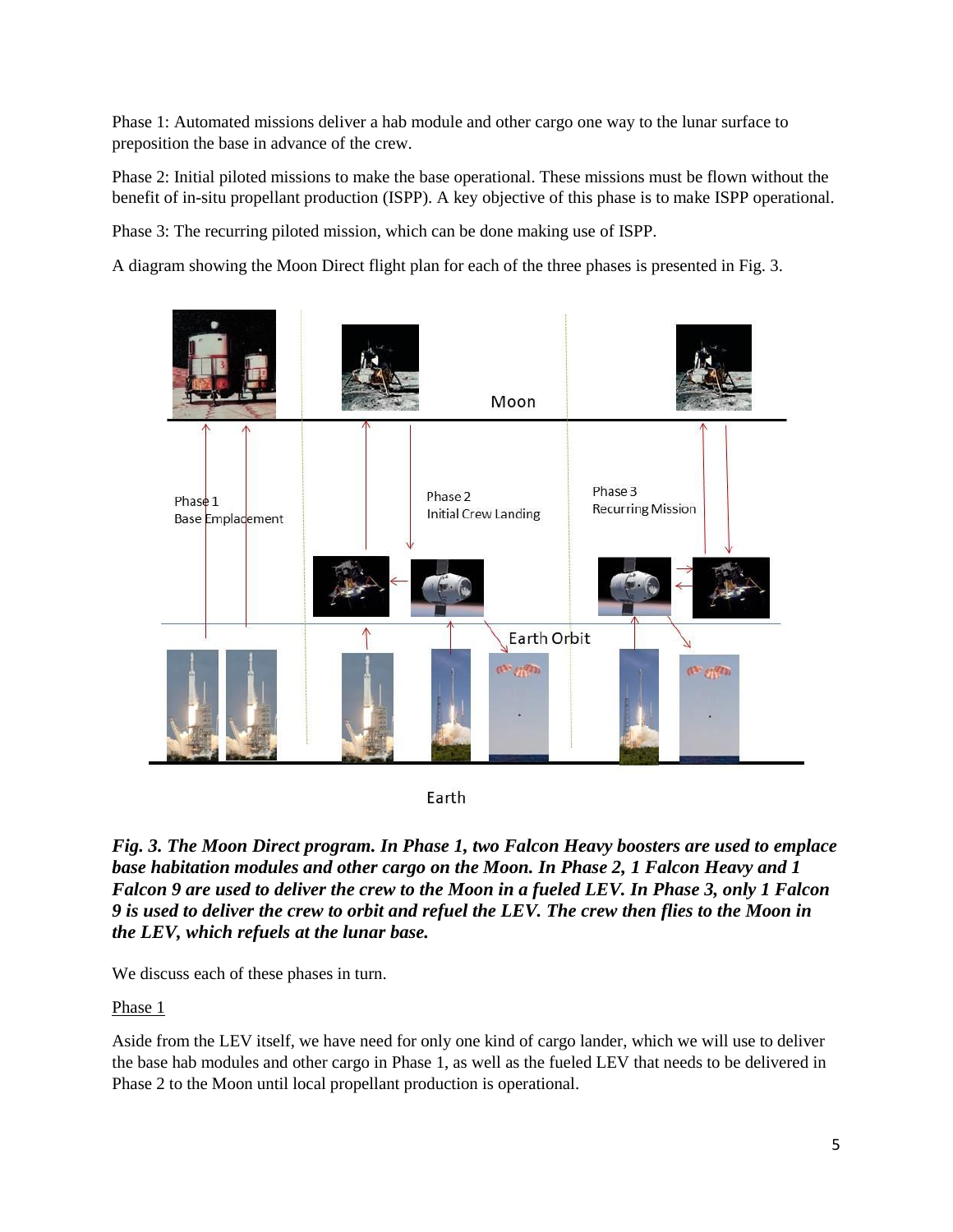Phase 1: Automated missions deliver a hab module and other cargo one way to the lunar surface to preposition the base in advance of the crew.

Phase 2: Initial piloted missions to make the base operational. These missions must be flown without the benefit of in-situ propellant production (ISPP). A key objective of this phase is to make ISPP operational.

Phase 3: The recurring piloted mission, which can be done making use of ISPP.

A diagram showing the Moon Direct flight plan for each of the three phases is presented in Fig. 3.

***Fig. 3. The Moon Direct program. In Phase 1, two Falcon Heavy boosters are used to emplace base habitation modules and other cargo on the Moon. In Phase 2, 1 Falcon Heavy and 1 Falcon 9 are used to deliver the crew to the Moon in a fueled LEV. In Phase 3, only 1 Falcon 9 is used to deliver the crew to orbit and refuel the LEV. The crew then flies to the Moon in the LEV, which refuels at the lunar base.***

We discuss each of these phases in turn.

Phase 1

Aside from the LEV itself, we have need for only one kind of cargo lander, which we will use to deliver the base hab modules and other cargo in Phase 1, as well as the fueled LEV that needs to be delivered in Phase 2 to the Moon until local propellant production is operational.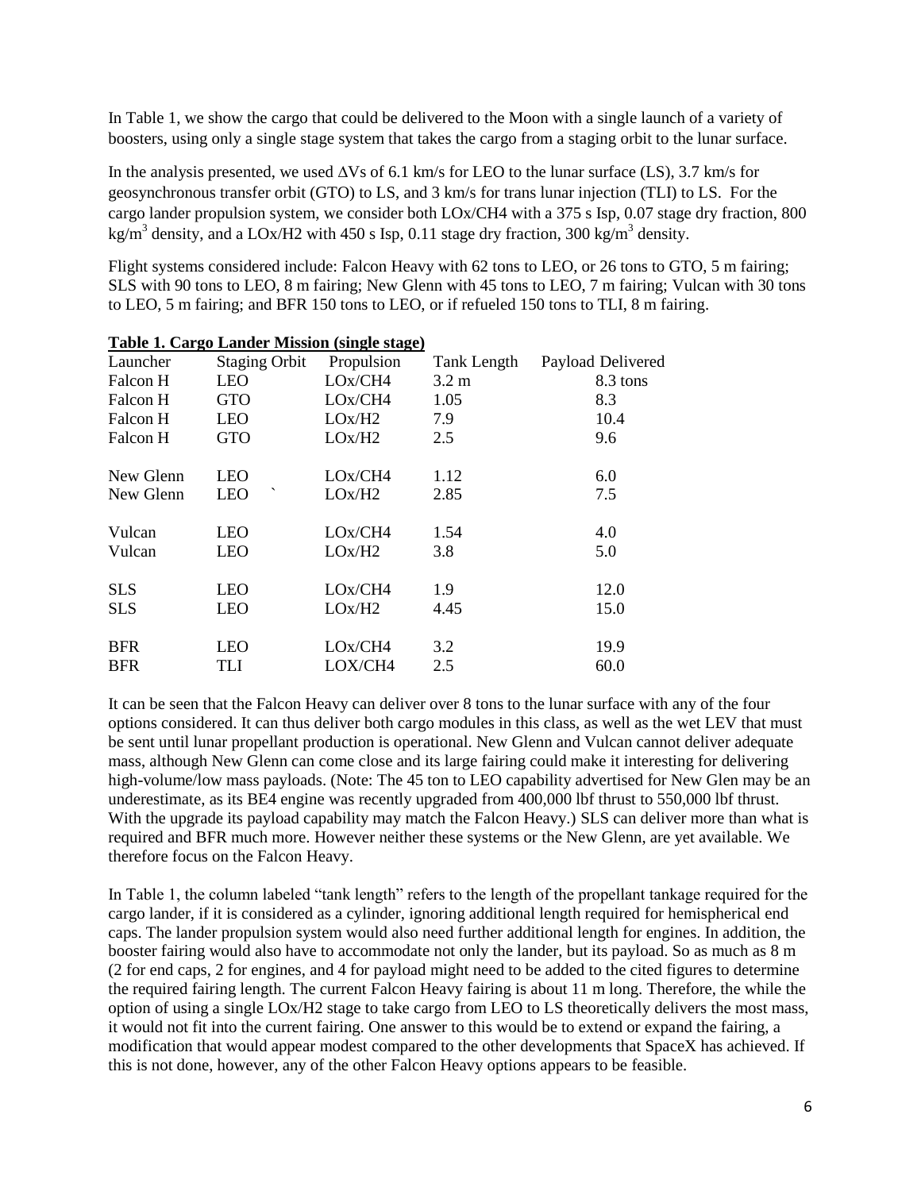In Table 1, we show the cargo that could be delivered to the Moon with a single launch of a variety of boosters, using only a single stage system that takes the cargo from a staging orbit to the lunar surface.

In the analysis presented, we used ΔVs of 6.1 km/s for LEO to the lunar surface (LS), 3.7 km/s for geosynchronous transfer orbit (GTO) to LS, and 3 km/s for trans lunar injection (TLI) to LS. For the cargo lander propulsion system, we consider both LOx/CH4 with a 375 s Isp, 0.07 stage dry fraction, 800 $kg/m^3$ density, and a LOx/H2 with 450 s Isp, 0.11 stage dry fraction, 300 $kg/m^3$ density.

Flight systems considered include: Falcon Heavy with 62 tons to LEO, or 26 tons to GTO, 5 m fairing; SLS with 90 tons to LEO, 8 m fairing; New Glenn with 45 tons to LEO, 7 m fairing; Vulcan with 30 tons to LEO, 5 m fairing; and BFR 150 tons to LEO, or if refueled 150 tons to TLI, 8 m fairing.

**Table 1. Cargo Lander Mission (single stage)**

| Launcher | Staging Orbit | Propulsion | Tank Length | Payload Delivered |
|---|---|---|---|---|
| Falcon H | LEO | LOx/CH4 | 3.2 m | 8.3 tons |
| Falcon H | GTO | LOx/CH4 | 1.05 | 8.3 |
| Falcon H | LEO | LOx/H2 | 7.9 | 10.4 |
| Falcon H | GTO | LOx/H2 | 2.5 | 9.6 |
| New Glenn | LEO | LOx/CH4 | 1.12 | 6.0 |
| New Glenn | LEO ` | LOx/H2 | 2.85 | 7.5 |
| Vulcan | LEO | LOx/CH4 | 1.54 | 4.0 |
| Vulcan | LEO | LOx/H2 | 3.8 | 5.0 |
| SLS | LEO | LOx/CH4 | 1.9 | 12.0 |
| SLS | LEO | LOx/H2 | 4.45 | 15.0 |
| BFR | LEO | LOx/CH4 | 3.2 | 19.9 |
| BFR | TLI | LOX/CH4 | 2.5 | 60.0 |

It can be seen that the Falcon Heavy can deliver over 8 tons to the lunar surface with any of the four options considered. It can thus deliver both cargo modules in this class, as well as the wet LEV that must be sent until lunar propellant production is operational. New Glenn and Vulcan cannot deliver adequate mass, although New Glenn can come close and its large fairing could make it interesting for delivering high-volume/low mass payloads. (Note: The 45 ton to LEO capability advertised for New Glen may be an underestimate, as its BE4 engine was recently upgraded from 400,000 lbf thrust to 550,000 lbf thrust. With the upgrade its payload capability may match the Falcon Heavy.) SLS can deliver more than what is required and BFR much more. However neither these systems or the New Glenn, are yet available. We therefore focus on the Falcon Heavy.

In Table 1, the column labeled "tank length" refers to the length of the propellant tankage required for the cargo lander, if it is considered as a cylinder, ignoring additional length required for hemispherical end caps. The lander propulsion system would also need further additional length for engines. In addition, the booster fairing would also have to accommodate not only the lander, but its payload. So as much as 8 m (2 for end caps, 2 for engines, and 4 for payload might need to be added to the cited figures to determine the required fairing length. The current Falcon Heavy fairing is about 11 m long. Therefore, the while the option of using a single LOx/H2 stage to take cargo from LEO to LS theoretically delivers the most mass, it would not fit into the current fairing. One answer to this would be to extend or expand the fairing, a modification that would appear modest compared to the other developments that SpaceX has achieved. If this is not done, however, any of the other Falcon Heavy options appears to be feasible.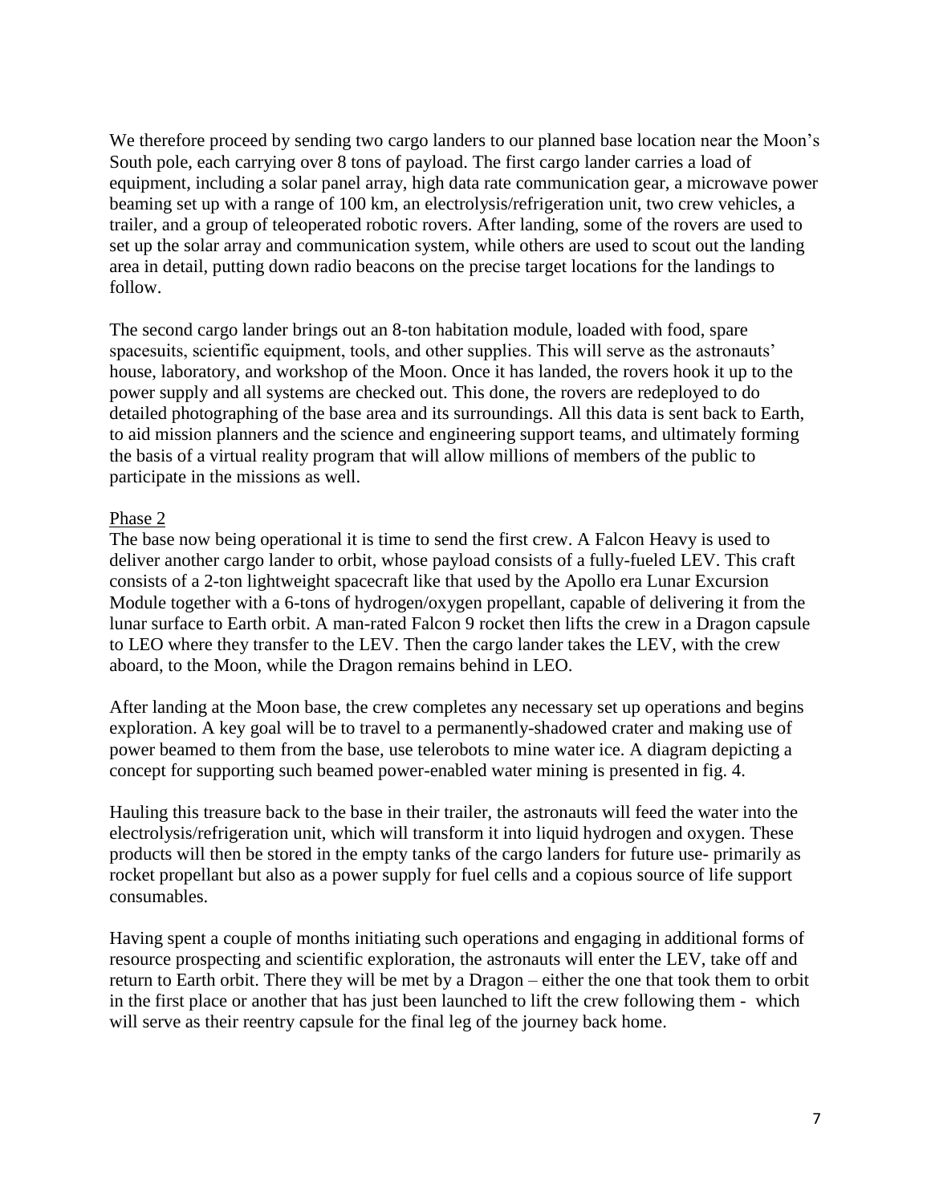We therefore proceed by sending two cargo landers to our planned base location near the Moon's South pole, each carrying over 8 tons of payload. The first cargo lander carries a load of equipment, including a solar panel array, high data rate communication gear, a microwave power beaming set up with a range of 100 km, an electrolysis/refrigeration unit, two crew vehicles, a trailer, and a group of teleoperated robotic rovers. After landing, some of the rovers are used to set up the solar array and communication system, while others are used to scout out the landing area in detail, putting down radio beacons on the precise target locations for the landings to follow.

The second cargo lander brings out an 8-ton habitation module, loaded with food, spare spacesuits, scientific equipment, tools, and other supplies. This will serve as the astronauts' house, laboratory, and workshop of the Moon. Once it has landed, the rovers hook it up to the power supply and all systems are checked out. This done, the rovers are redeployed to do detailed photographing of the base area and its surroundings. All this data is sent back to Earth, to aid mission planners and the science and engineering support teams, and ultimately forming the basis of a virtual reality program that will allow millions of members of the public to participate in the missions as well.

Phase 2

The base now being operational it is time to send the first crew. A Falcon Heavy is used to deliver another cargo lander to orbit, whose payload consists of a fully-fueled LEV. This craft consists of a 2-ton lightweight spacecraft like that used by the Apollo era Lunar Excursion Module together with a 6-tons of hydrogen/oxygen propellant, capable of delivering it from the lunar surface to Earth orbit. A man-rated Falcon 9 rocket then lifts the crew in a Dragon capsule to LEO where they transfer to the LEV. Then the cargo lander takes the LEV, with the crew aboard, to the Moon, while the Dragon remains behind in LEO.

After landing at the Moon base, the crew completes any necessary set up operations and begins exploration. A key goal will be to travel to a permanently-shadowed crater and making use of power beamed to them from the base, use telerobots to mine water ice. A diagram depicting a concept for supporting such beamed power-enabled water mining is presented in fig. 4.

Hauling this treasure back to the base in their trailer, the astronauts will feed the water into the electrolysis/refrigeration unit, which will transform it into liquid hydrogen and oxygen. These products will then be stored in the empty tanks of the cargo landers for future use- primarily as rocket propellant but also as a power supply for fuel cells and a copious source of life support consumables.

Having spent a couple of months initiating such operations and engaging in additional forms of resource prospecting and scientific exploration, the astronauts will enter the LEV, take off and return to Earth orbit. There they will be met by a Dragon – either the one that took them to orbit in the first place or another that has just been launched to lift the crew following them - which will serve as their reentry capsule for the final leg of the journey back home.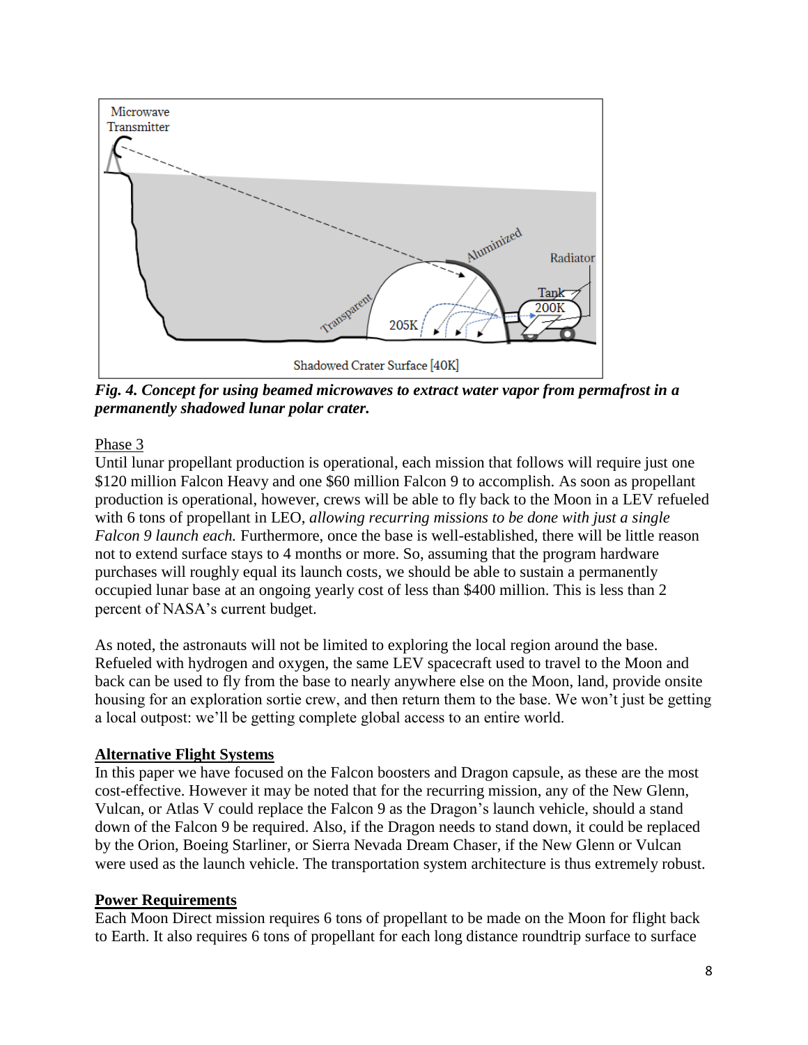*Fig. 4. Concept for using beamed microwaves to extract water vapor from permafrost in a permanently shadowed lunar polar crater.*

Phase 3

Until lunar propellant production is operational, each mission that follows will require just one \$120 million Falcon Heavy and one \$60 million Falcon 9 to accomplish. As soon as propellant production is operational, however, crews will be able to fly back to the Moon in a LEV refueled with 6 tons of propellant in LEO, *allowing recurring missions to be done with just a single Falcon 9 launch each.* Furthermore, once the base is well-established, there will be little reason not to extend surface stays to 4 months or more. So, assuming that the program hardware purchases will roughly equal its launch costs, we should be able to sustain a permanently occupied lunar base at an ongoing yearly cost of less than \$400 million. This is less than 2 percent of NASA's current budget.

As noted, the astronauts will not be limited to exploring the local region around the base. Refueled with hydrogen and oxygen, the same LEV spacecraft used to travel to the Moon and back can be used to fly from the base to nearly anywhere else on the Moon, land, provide onsite housing for an exploration sortie crew, and then return them to the base. We won't just be getting a local outpost: we'll be getting complete global access to an entire world.

## Alternative Flight Systems

In this paper we have focused on the Falcon boosters and Dragon capsule, as these are the most cost-effective. However it may be noted that for the recurring mission, any of the New Glenn, Vulcan, or Atlas V could replace the Falcon 9 as the Dragon's launch vehicle, should a stand down of the Falcon 9 be required. Also, if the Dragon needs to stand down, it could be replaced by the Orion, Boeing Starliner, or Sierra Nevada Dream Chaser, if the New Glenn or Vulcan were used as the launch vehicle. The transportation system architecture is thus extremely robust.

## Power Requirements

Each Moon Direct mission requires 6 tons of propellant to be made on the Moon for flight back to Earth. It also requires 6 tons of propellant for each long distance roundtrip surface to surface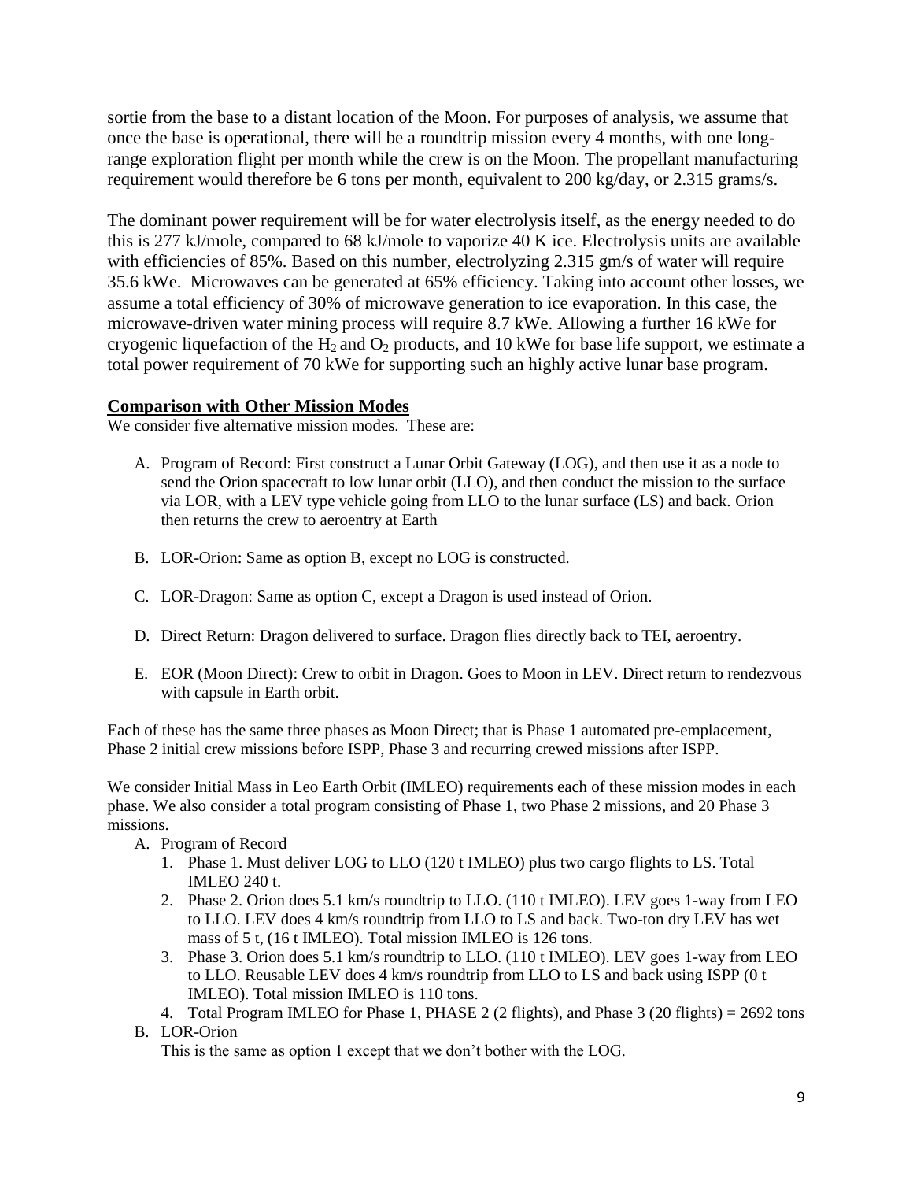sortie from the base to a distant location of the Moon. For purposes of analysis, we assume that once the base is operational, there will be a roundtrip mission every 4 months, with one long-range exploration flight per month while the crew is on the Moon. The propellant manufacturing requirement would therefore be 6 tons per month, equivalent to 200 kg/day, or 2.315 grams/s.

The dominant power requirement will be for water electrolysis itself, as the energy needed to do this is 277 kJ/mole, compared to 68 kJ/mole to vaporize 40 K ice. Electrolysis units are available with efficiencies of 85%. Based on this number, electrolyzing 2.315 gm/s of water will require 35.6 kWe. Microwaves can be generated at 65% efficiency. Taking into account other losses, we assume a total efficiency of 30% of microwave generation to ice evaporation. In this case, the microwave-driven water mining process will require 8.7 kWe. Allowing a further 16 kWe for cryogenic liquefaction of the $H_2$ and $O_2$ products, and 10 kWe for base life support, we estimate a total power requirement of 70 kWe for supporting such an highly active lunar base program.

## Comparison with Other Mission Modes

We consider five alternative mission modes. These are:

A. Program of Record: First construct a Lunar Orbit Gateway (LOG), and then use it as a node to send the Orion spacecraft to low lunar orbit (LLO), and then conduct the mission to the surface via LOR, with a LEV type vehicle going from LLO to the lunar surface (LS) and back. Orion then returns the crew to aeroentry at Earth

B. LOR-Orion: Same as option B, except no LOG is constructed.

C. LOR-Dragon: Same as option C, except a Dragon is used instead of Orion.

D. Direct Return: Dragon delivered to surface. Dragon flies directly back to TEI, aeroentry.

E. EOR (Moon Direct): Crew to orbit in Dragon. Goes to Moon in LEV. Direct return to rendezvous with capsule in Earth orbit.

Each of these has the same three phases as Moon Direct; that is Phase 1 automated pre-emplacement, Phase 2 initial crew missions before ISPP, Phase 3 and recurring crewed missions after ISPP.

We consider Initial Mass in Leo Earth Orbit (IMLEO) requirements each of these mission modes in each phase. We also consider a total program consisting of Phase 1, two Phase 2 missions, and 20 Phase 3 missions.

A. Program of Record
   1. Phase 1. Must deliver LOG to LLO (120 t IMLEO) plus two cargo flights to LS. Total IMLEO 240 t.
   2. Phase 2. Orion does 5.1 km/s roundtrip to LLO. (110 t IMLEO). LEV goes 1-way from LEO to LLO. LEV does 4 km/s roundtrip from LLO to LS and back. Two-ton dry LEV has wet mass of 5 t, (16 t IMLEO). Total mission IMLEO is 126 tons.
   3. Phase 3. Orion does 5.1 km/s roundtrip to LLO. (110 t IMLEO). LEV goes 1-way from LEO to LLO. Reusable LEV does 4 km/s roundtrip from LLO to LS and back using ISPP (0 t IMLEO). Total mission IMLEO is 110 tons.
   4. Total Program IMLEO for Phase 1, PHASE 2 (2 flights), and Phase 3 (20 flights) = 2692 tons

B. LOR-Orion

   This is the same as option 1 except that we don't bother with the LOG.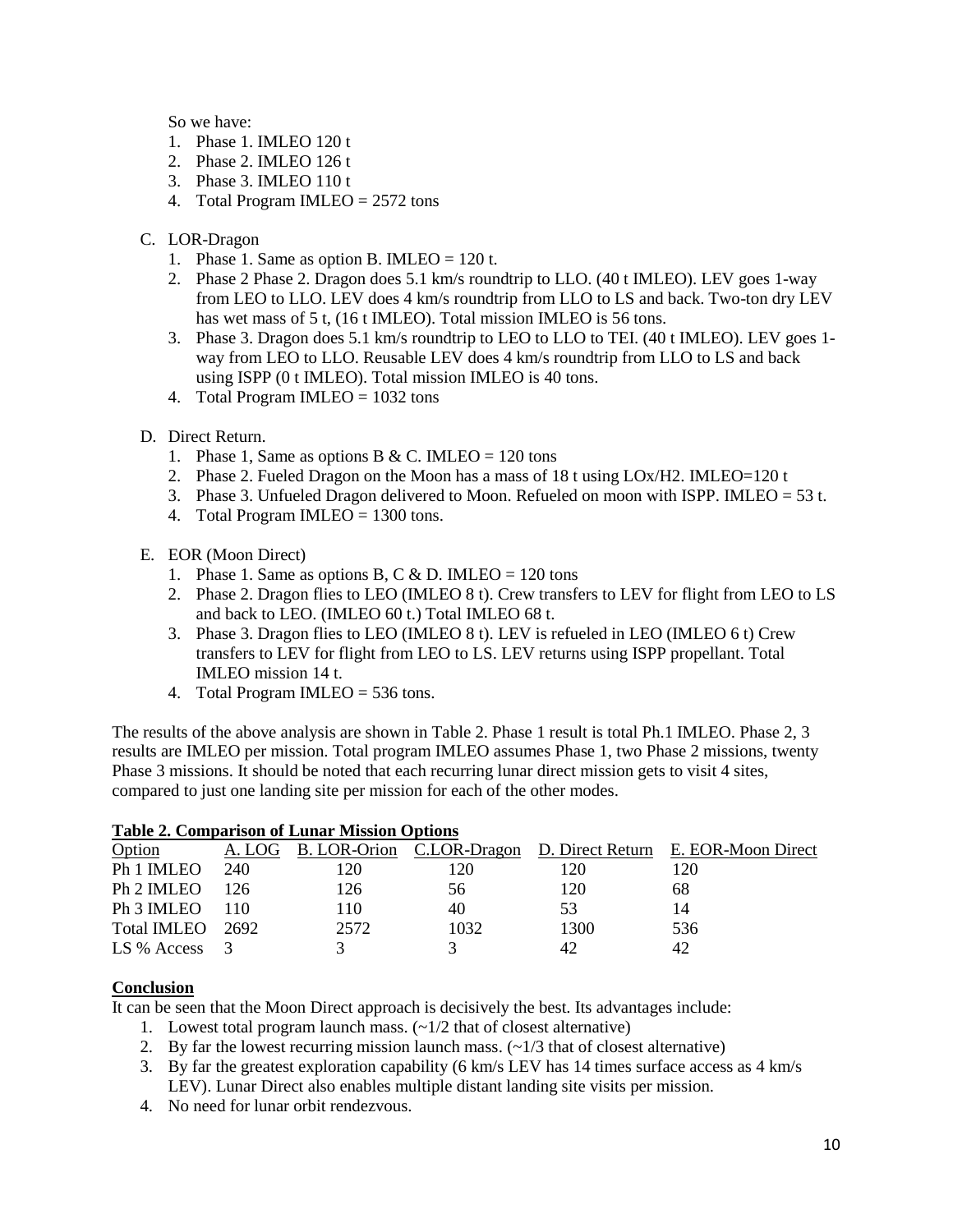So we have:

1. Phase 1. IMLEO 120 t
2. Phase 2. IMLEO 126 t
3. Phase 3. IMLEO 110 t
4. Total Program IMLEO = 2572 tons

C. LOR-Dragon

1. Phase 1. Same as option B. IMLEO = 120 t.
2. Phase 2 Phase 2. Dragon does 5.1 km/s roundtrip to LLO. (40 t IMLEO). LEV goes 1-way from LEO to LLO. LEV does 4 km/s roundtrip from LLO to LS and back. Two-ton dry LEV has wet mass of 5 t, (16 t IMLEO). Total mission IMLEO is 56 tons.
3. Phase 3. Dragon does 5.1 km/s roundtrip to LEO to LLO to TEI. (40 t IMLEO). LEV goes 1-way from LEO to LLO. Reusable LEV does 4 km/s roundtrip from LLO to LS and back using ISPP (0 t IMLEO). Total mission IMLEO is 40 tons.
4. Total Program IMLEO = 1032 tons

D. Direct Return.

1. Phase 1, Same as options B & C. IMLEO = 120 tons
2. Phase 2. Fueled Dragon on the Moon has a mass of 18 t using LOx/H2. IMLEO=120 t
3. Phase 3. Unfueled Dragon delivered to Moon. Refueled on moon with ISPP. IMLEO = 53 t.
4. Total Program IMLEO = 1300 tons.

E. EOR (Moon Direct)

1. Phase 1. Same as options B, C & D. IMLEO = 120 tons
2. Phase 2. Dragon flies to LEO (IMLEO 8 t). Crew transfers to LEV for flight from LEO to LS and back to LEO. (IMLEO 60 t.) Total IMLEO 68 t.
3. Phase 3. Dragon flies to LEO (IMLEO 8 t). LEV is refueled in LEO (IMLEO 6 t) Crew transfers to LEV for flight from LEO to LS. LEV returns using ISPP propellant. Total IMLEO mission 14 t.
4. Total Program IMLEO = 536 tons.

The results of the above analysis are shown in Table 2. Phase 1 result is total Ph.1 IMLEO. Phase 2, 3 results are IMLEO per mission. Total program IMLEO assumes Phase 1, two Phase 2 missions, twenty Phase 3 missions. It should be noted that each recurring lunar direct mission gets to visit 4 sites, compared to just one landing site per mission for each of the other modes.

**Table 2. Comparison of Lunar Mission Options**

| Option | A. LOG | B. LOR-Orion | C.LOR-Dragon | D. Direct Return | E. EOR-Moon Direct |
|---|---|---|---|---|---|
| Ph 1 IMLEO | 240 | 120 | 120 | 120 | 120 |
| Ph 2 IMLEO | 126 | 126 | 56 | 120 | 68 |
| Ph 3 IMLEO | 110 | 110 | 40 | 53 | 14 |
| Total IMLEO | 2692 | 2572 | 1032 | 1300 | 536 |
| LS % Access | 3 | 3 | 3 | 42 | 42 |

## Conclusion

It can be seen that the Moon Direct approach is decisively the best. Its advantages include:

1. Lowest total program launch mass. (~1/2 that of closest alternative)
2. By far the lowest recurring mission launch mass. (~1/3 that of closest alternative)
3. By far the greatest exploration capability (6 km/s LEV has 14 times surface access as 4 km/s LEV). Lunar Direct also enables multiple distant landing site visits per mission.
4. No need for lunar orbit rendezvous.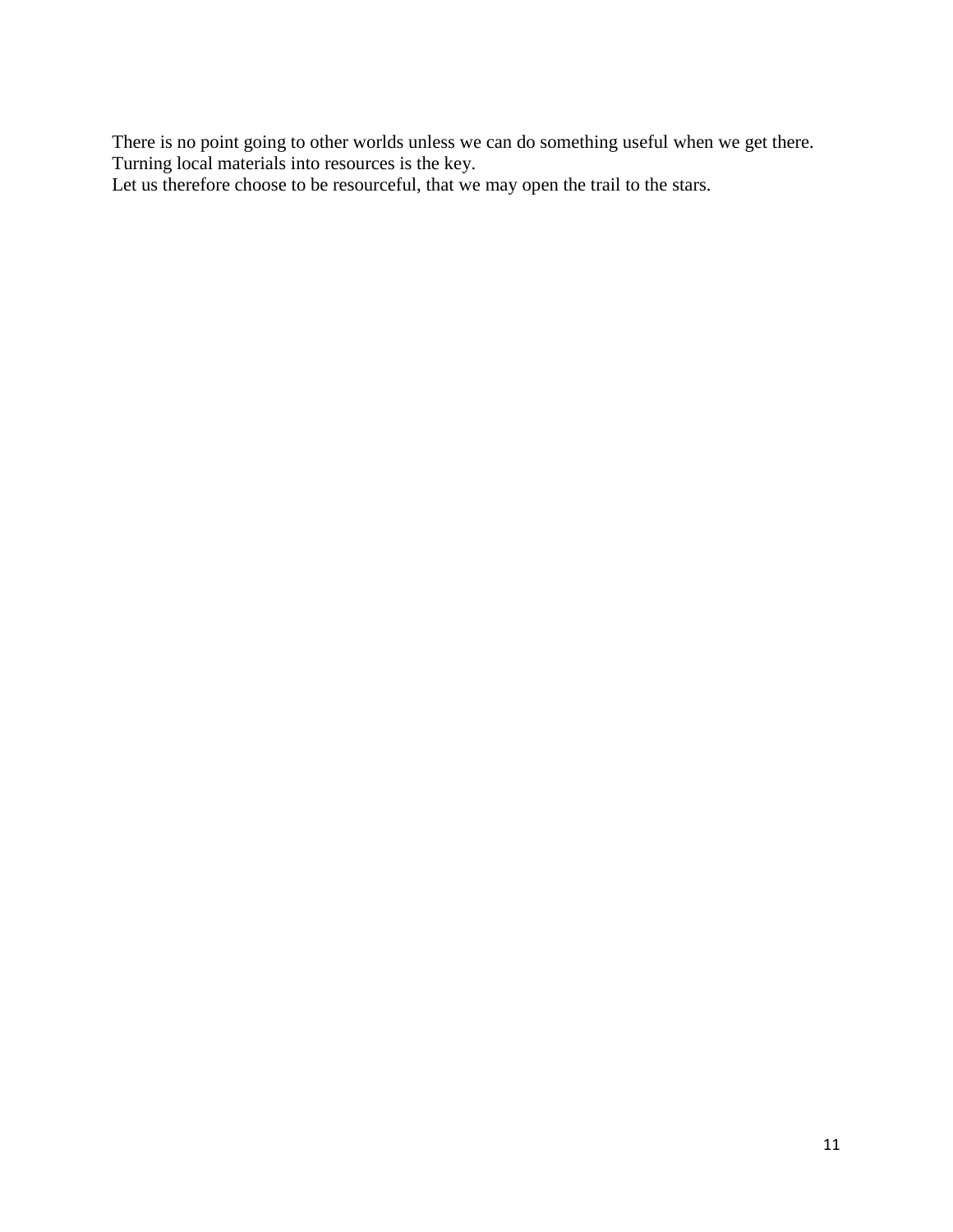There is no point going to other worlds unless we can do something useful when we get there.
Turning local materials into resources is the key.
Let us therefore choose to be resourceful, that we may open the trail to the stars.